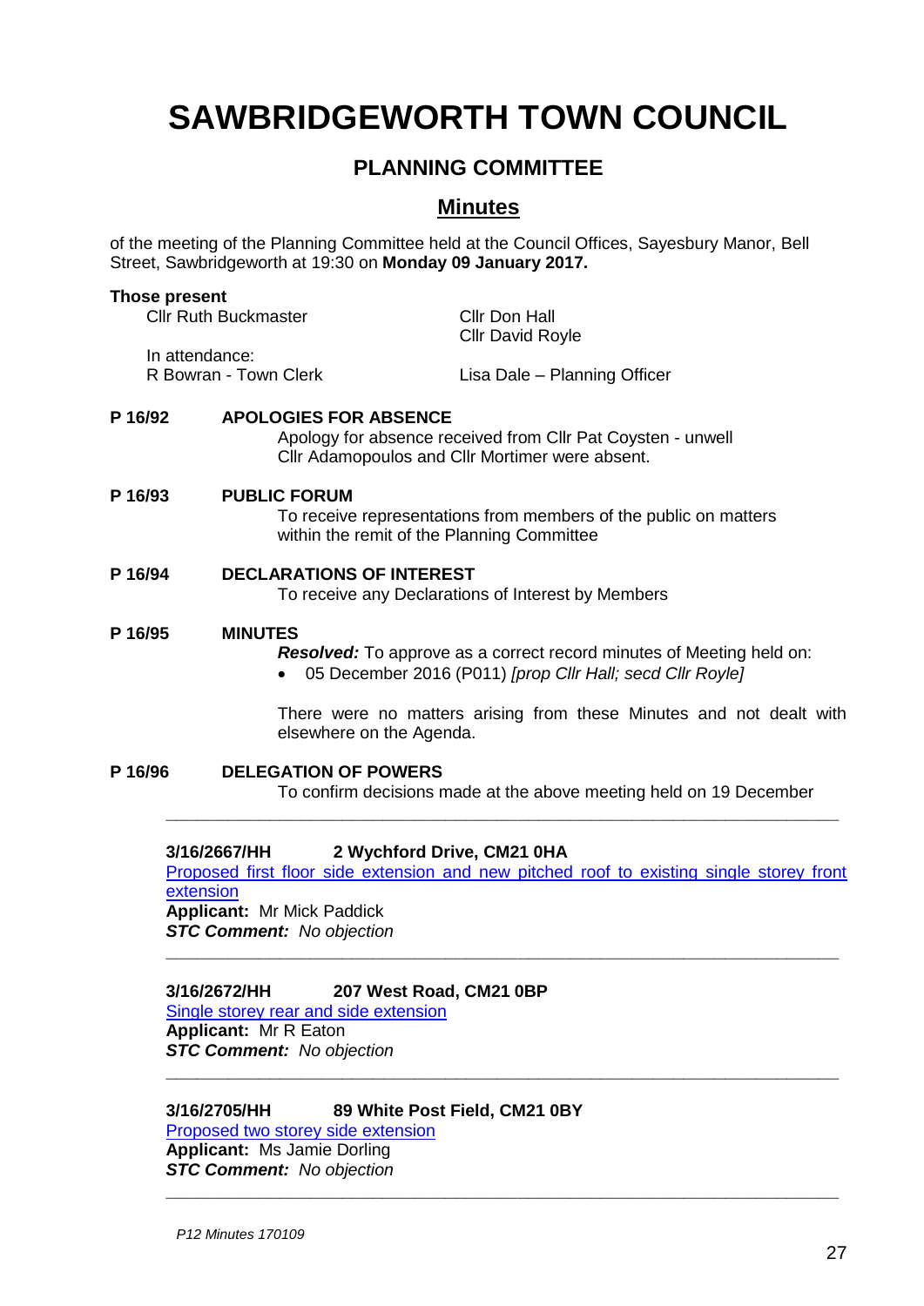# SAWBRIDGEWORTH TOWN COUNCIL

## PLANNING COMMITTEE

## Minutes

of the meeting of the Planning Committee held at the Council Offices, Sayesbury Manor, Bell Street, Sawbridgeworth at 19:30 on **Monday 09 January 2017.**

**Those present**

Cllr Ruth Buckmaster
Cllr Don Hall
Cllr David Royle

In attendance:

R Bowran - Town Clerk
Lisa Dale – Planning Officer

**P 16/92 APOLOGIES FOR ABSENCE**

Apology for absence received from Cllr Pat Coysten - unwell
Cllr Adamopoulos and Cllr Mortimer were absent.

**P 16/93 PUBLIC FORUM**

To receive representations from members of the public on matters within the remit of the Planning Committee

**P 16/94 DECLARATIONS OF INTEREST**

To receive any Declarations of Interest by Members

**P 16/95 MINUTES**

***Resolved:*** To approve as a correct record minutes of Meeting held on:

- 05 December 2016 (P011) *[prop Cllr Hall; secd Cllr Royle]*

There were no matters arising from these Minutes and not dealt with elsewhere on the Agenda.

**P 16/96 DELEGATION OF POWERS**

To confirm decisions made at the above meeting held on 19 December

---

**3/16/2667/HH 2 Wychford Drive, CM21 0HA**
Proposed first floor side extension and new pitched roof to existing single storey front extension
**Applicant:** Mr Mick Paddick
***STC Comment:*** *No objection*

---

**3/16/2672/HH 207 West Road, CM21 0BP**
Single storey rear and side extension
**Applicant:** Mr R Eaton
***STC Comment:*** *No objection*

---

**3/16/2705/HH 89 White Post Field, CM21 0BY**
Proposed two storey side extension
**Applicant:** Ms Jamie Dorling
***STC Comment:*** *No objection*

---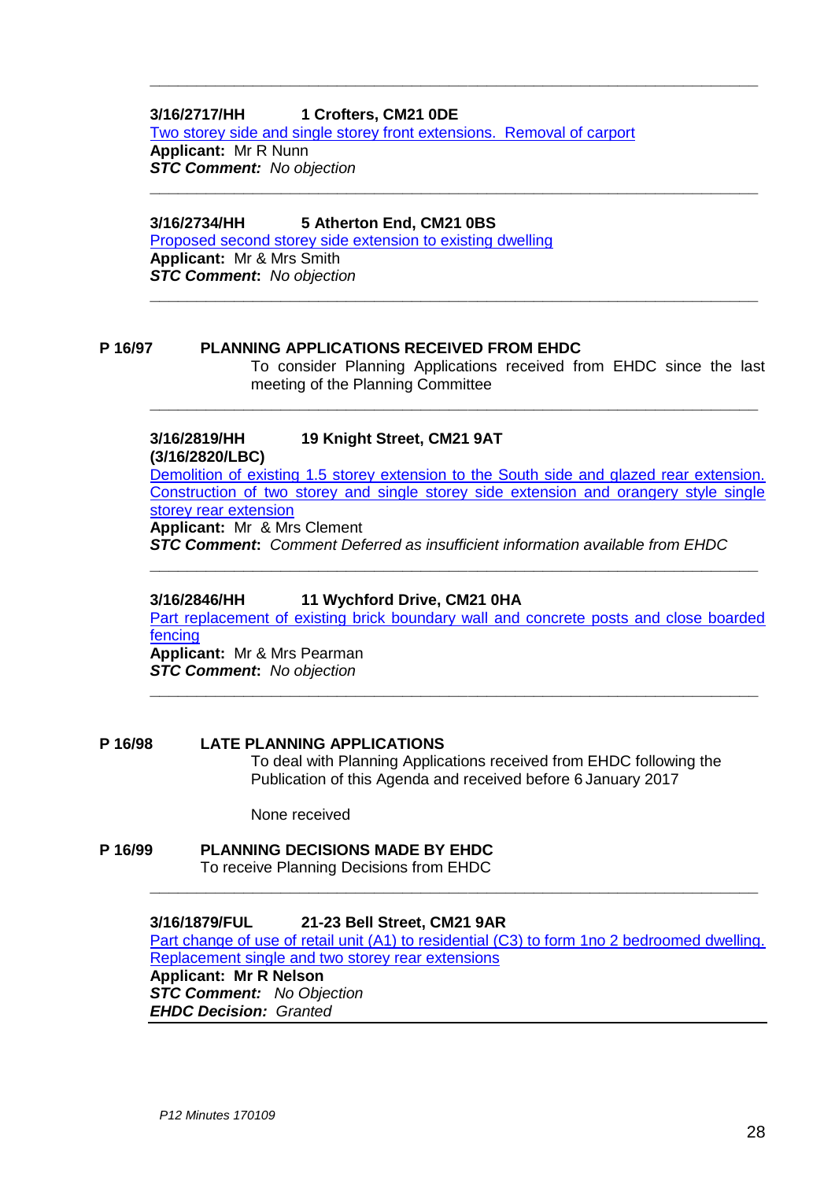---

**3/16/2717/HH 1 Crofters, CM21 0DE**
Two storey side and single storey front extensions. Removal of carport
**Applicant:** Mr R Nunn
***STC Comment:*** *No objection*

---

**3/16/2734/HH 5 Atherton End, CM21 0BS**
Proposed second storey side extension to existing dwelling
**Applicant:** Mr & Mrs Smith
***STC Comment*:** *No objection*

---

**P 16/97 PLANNING APPLICATIONS RECEIVED FROM EHDC**

To consider Planning Applications received from EHDC since the last meeting of the Planning Committee

---

**3/16/2819/HH 19 Knight Street, CM21 9AT**
**(3/16/2820/LBC)**
Demolition of existing 1.5 storey extension to the South side and glazed rear extension. Construction of two storey and single storey side extension and orangery style single storey rear extension
**Applicant:** Mr & Mrs Clement
***STC Comment*:** *Comment Deferred as insufficient information available from EHDC*

---

**3/16/2846/HH 11 Wychford Drive, CM21 0HA**
Part replacement of existing brick boundary wall and concrete posts and close boarded fencing
**Applicant:** Mr & Mrs Pearman
***STC Comment*:** *No objection*

---

**P 16/98 LATE PLANNING APPLICATIONS**

To deal with Planning Applications received from EHDC following the Publication of this Agenda and received before 6 January 2017

None received

**P 16/99 PLANNING DECISIONS MADE BY EHDC**

To receive Planning Decisions from EHDC

---

**3/16/1879/FUL 21-23 Bell Street, CM21 9AR**
Part change of use of retail unit (A1) to residential (C3) to form 1no 2 bedroomed dwelling. Replacement single and two storey rear extensions
**Applicant: Mr R Nelson**
***STC Comment:*** *No Objection*
***EHDC Decision:*** *Granted*

---

*P12 Minutes 170109*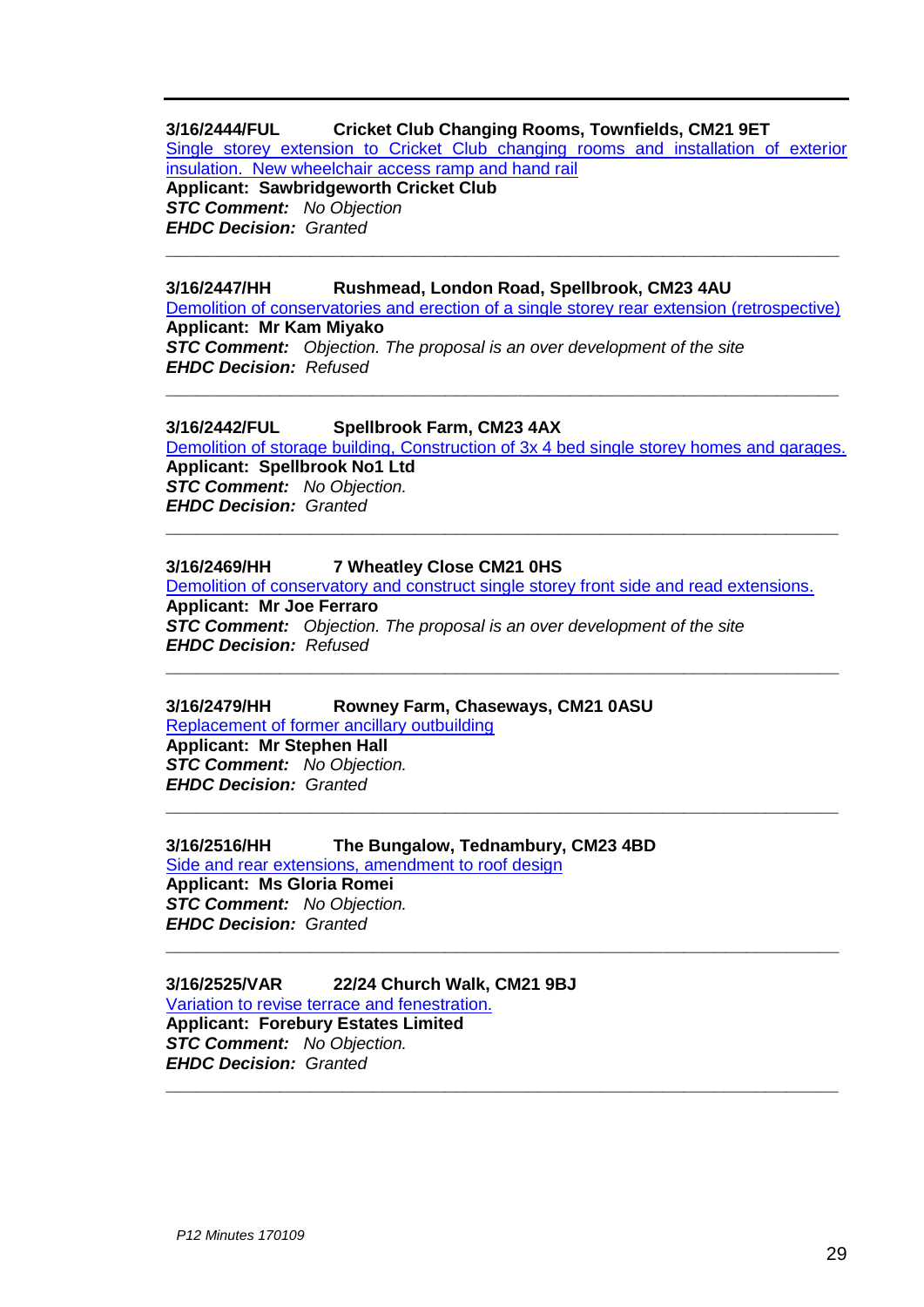---

**3/16/2444/FUL Cricket Club Changing Rooms, Townfields, CM21 9ET**
Single storey extension to Cricket Club changing rooms and installation of exterior insulation. New wheelchair access ramp and hand rail
**Applicant: Sawbridgeworth Cricket Club**
***STC Comment:*** *No Objection*
***EHDC Decision:*** *Granted*

---

**3/16/2447/HH Rushmead, London Road, Spellbrook, CM23 4AU**
Demolition of conservatories and erection of a single storey rear extension (retrospective)
**Applicant: Mr Kam Miyako**
***STC Comment:*** *Objection. The proposal is an over development of the site*
***EHDC Decision:*** *Refused*

---

**3/16/2442/FUL Spellbrook Farm, CM23 4AX**
Demolition of storage building, Construction of 3x 4 bed single storey homes and garages.
**Applicant: Spellbrook No1 Ltd**
***STC Comment:*** *No Objection.*
***EHDC Decision:*** *Granted*

---

**3/16/2469/HH 7 Wheatley Close CM21 0HS**
Demolition of conservatory and construct single storey front side and read extensions.
**Applicant: Mr Joe Ferraro**
***STC Comment:*** *Objection. The proposal is an over development of the site*
***EHDC Decision:*** *Refused*

---

**3/16/2479/HH Rowney Farm, Chaseways, CM21 0ASU**
Replacement of former ancillary outbuilding
**Applicant: Mr Stephen Hall**
***STC Comment:*** *No Objection.*
***EHDC Decision:*** *Granted*

---

**3/16/2516/HH The Bungalow, Tednambury, CM23 4BD**
Side and rear extensions, amendment to roof design
**Applicant: Ms Gloria Romei**
***STC Comment:*** *No Objection.*
***EHDC Decision:*** *Granted*

---

**3/16/2525/VAR 22/24 Church Walk, CM21 9BJ**
Variation to revise terrace and fenestration.
**Applicant: Forebury Estates Limited**
***STC Comment:*** *No Objection.*
***EHDC Decision:*** *Granted*

---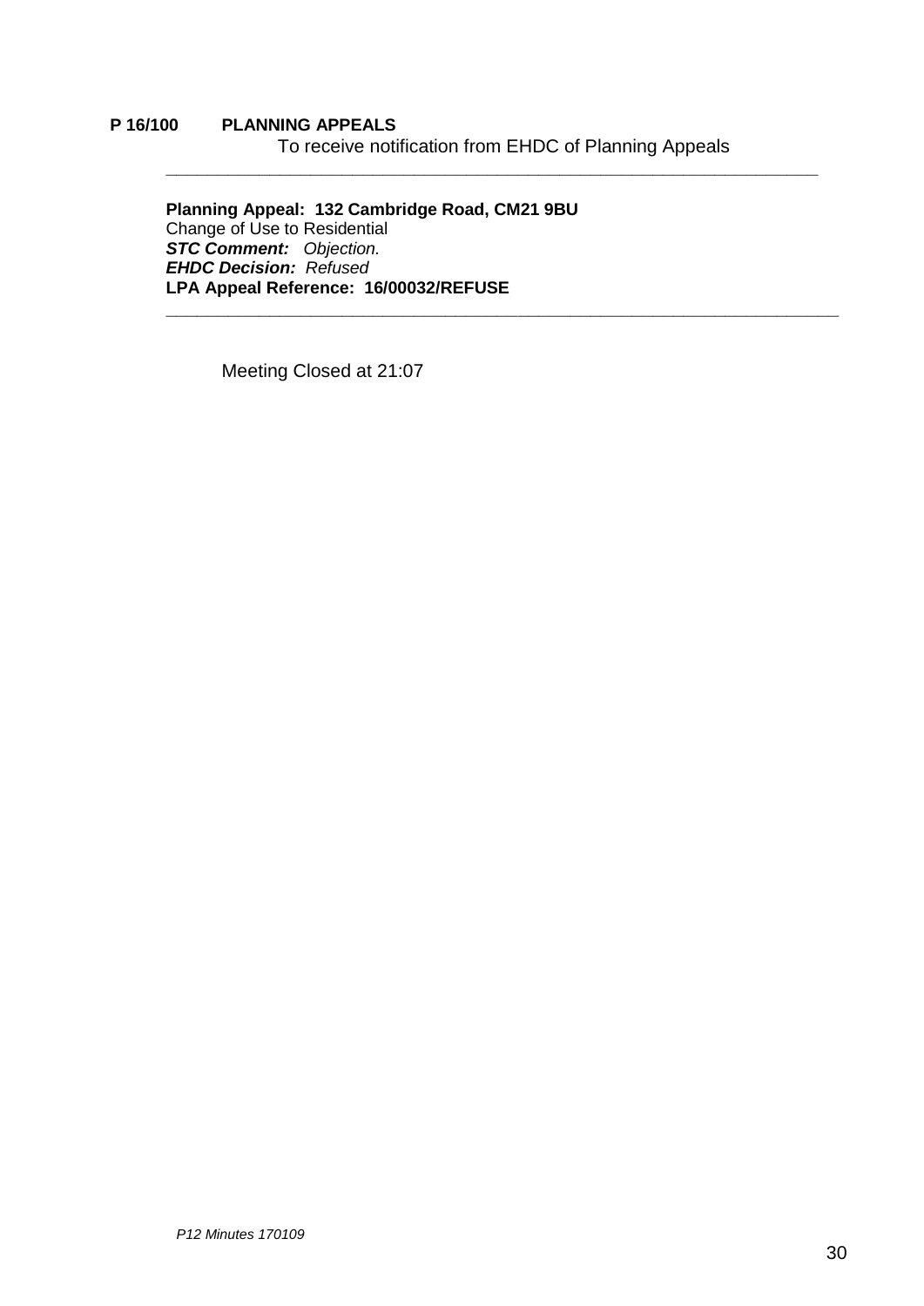**P 16/100 PLANNING APPEALS**

To receive notification from EHDC of Planning Appeals

---

**Planning Appeal: 132 Cambridge Road, CM21 9BU**
Change of Use to Residential
***STC Comment:*** *Objection.*
***EHDC Decision:*** *Refused*
**LPA Appeal Reference: 16/00032/REFUSE**

---

Meeting Closed at 21:07

*P12 Minutes 170109*